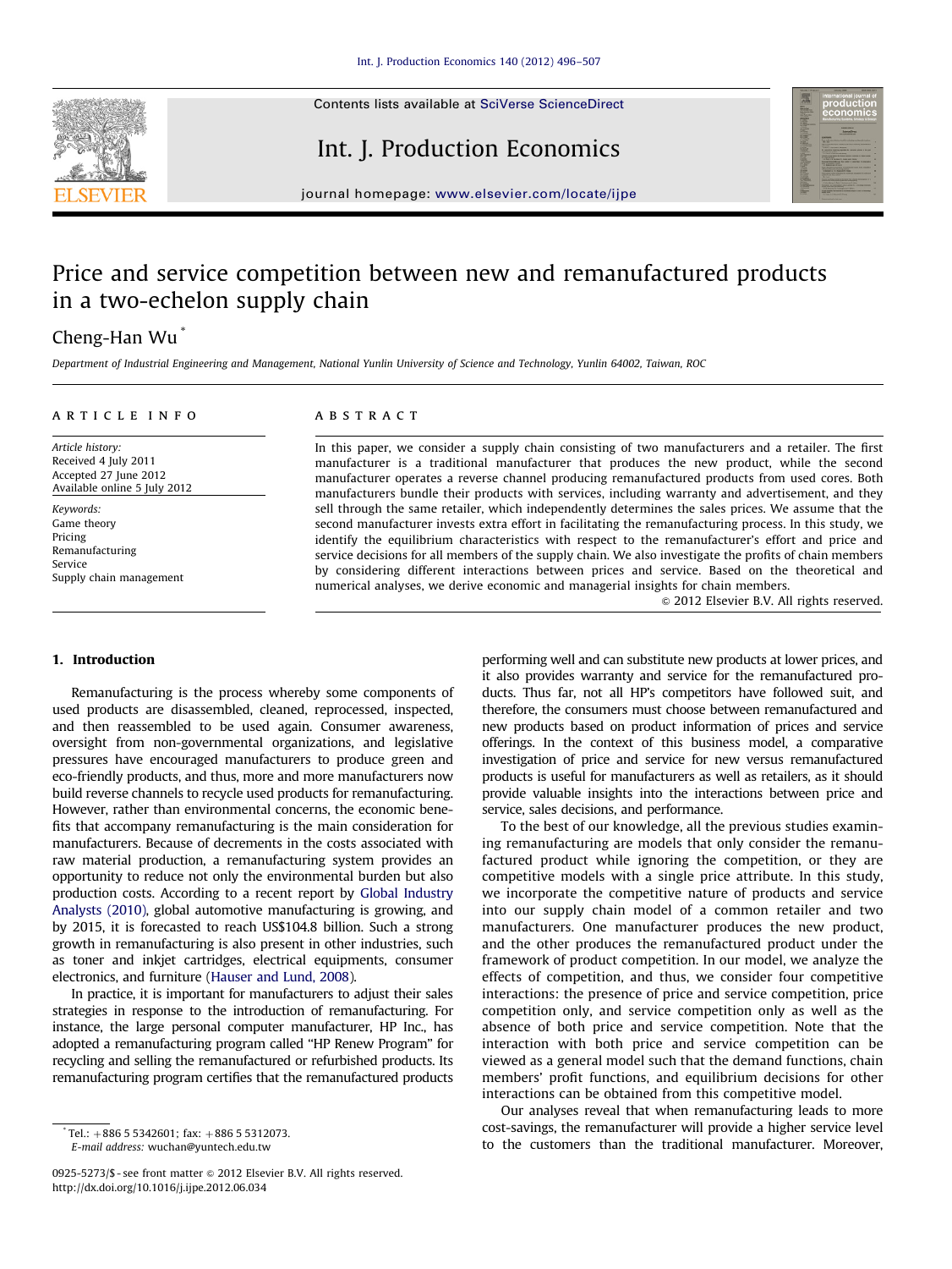Contents lists available at SciVerse ScienceDirect

# Int. J. Production Economics

journal homepage: www.elsevier.com/locate/ijpe

# Price and service competition between new and remanufactured products in a two-echelon supply chain

Cheng-Han Wu *

*Department of Industrial Engineering and Management, National Yunlin University of Science and Technology, Yunlin 64002, Taiwan, ROC*

## ARTICLE INFO

*Article history:*
Received 4 July 2011
Accepted 27 June 2012
Available online 5 July 2012

*Keywords:*
Game theory
Pricing
Remanufacturing
Service
Supply chain management

## ABSTRACT

In this paper, we consider a supply chain consisting of two manufacturers and a retailer. The first manufacturer is a traditional manufacturer that produces the new product, while the second manufacturer operates a reverse channel producing remanufactured products from used cores. Both manufacturers bundle their products with services, including warranty and advertisement, and they sell through the same retailer, which independently determines the sales prices. We assume that the second manufacturer invests extra effort in facilitating the remanufacturing process. In this study, we identify the equilibrium characteristics with respect to the remanufacturer's effort and price and service decisions for all members of the supply chain. We also investigate the profits of chain members by considering different interactions between prices and service. Based on the theoretical and numerical analyses, we derive economic and managerial insights for chain members.

© 2012 Elsevier B.V. All rights reserved.

## 1. Introduction

Remanufacturing is the process whereby some components of used products are disassembled, cleaned, reprocessed, inspected, and then reassembled to be used again. Consumer awareness, oversight from non-governmental organizations, and legislative pressures have encouraged manufacturers to produce green and eco-friendly products, and thus, more and more manufacturers now build reverse channels to recycle used products for remanufacturing. However, rather than environmental concerns, the economic benefits that accompany remanufacturing is the main consideration for manufacturers. Because of decrements in the costs associated with raw material production, a remanufacturing system provides an opportunity to reduce not only the environmental burden but also production costs. According to a recent report by Global Industry Analysts (2010), global automotive manufacturing is growing, and by 2015, it is forecasted to reach US$104.8 billion. Such a strong growth in remanufacturing is also present in other industries, such as toner and inkjet cartridges, electrical equipments, consumer electronics, and furniture (Hauser and Lund, 2008).

In practice, it is important for manufacturers to adjust their sales strategies in response to the introduction of remanufacturing. For instance, the large personal computer manufacturer, HP Inc., has adopted a remanufacturing program called "HP Renew Program" for recycling and selling the remanufactured or refurbished products. Its remanufacturing program certifies that the remanufactured products performing well and can substitute new products at lower prices, and it also provides warranty and service for the remanufactured products. Thus far, not all HP's competitors have followed suit, and therefore, the consumers must choose between remanufactured and new products based on product information of prices and service offerings. In the context of this business model, a comparative investigation of price and service for new versus remanufactured products is useful for manufacturers as well as retailers, as it should provide valuable insights into the interactions between price and service, sales decisions, and performance.

To the best of our knowledge, all the previous studies examining remanufacturing are models that only consider the remanufactured product while ignoring the competition, or they are competitive models with a single price attribute. In this study, we incorporate the competitive nature of products and service into our supply chain model of a common retailer and two manufacturers. One manufacturer produces the new product, and the other produces the remanufactured product under the framework of product competition. In our model, we analyze the effects of competition, and thus, we consider four competitive interactions: the presence of price and service competition, price competition only, and service competition only as well as the absence of both price and service competition. Note that the interaction with both price and service competition can be viewed as a general model such that the demand functions, chain members' profit functions, and equilibrium decisions for other interactions can be obtained from this competitive model.

Our analyses reveal that when remanufacturing leads to more cost-savings, the remanufacturer will provide a higher service level to the customers than the traditional manufacturer. Moreover,

* Tel.: +886 5 5342601; fax: +886 5 5312073.
E-mail address: wuchan@yuntech.edu.tw

0925-5273/$ - see front matter © 2012 Elsevier B.V. All rights reserved.
http://dx.doi.org/10.1016/j.ijpe.2012.06.034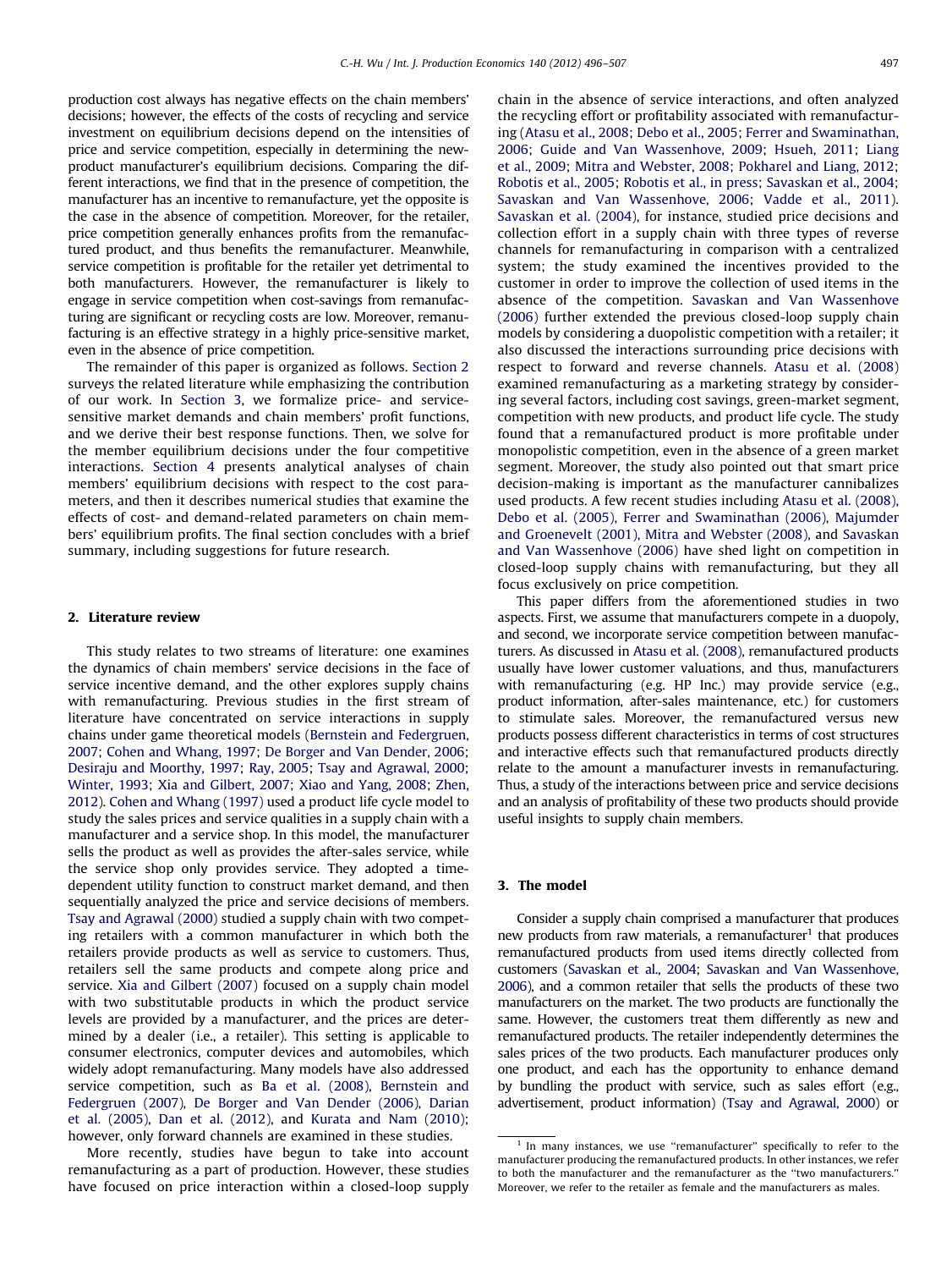production cost always has negative effects on the chain members' decisions; however, the effects of the costs of recycling and service investment on equilibrium decisions depend on the intensities of price and service competition, especially in determining the new-product manufacturer's equilibrium decisions. Comparing the different interactions, we find that in the presence of competition, the manufacturer has an incentive to remanufacture, yet the opposite is the case in the absence of competition. Moreover, for the retailer, price competition generally enhances profits from the remanufactured product, and thus benefits the remanufacturer. Meanwhile, service competition is profitable for the retailer yet detrimental to both manufacturers. However, the remanufacturer is likely to engage in service competition when cost-savings from remanufacturing are significant or recycling costs are low. Moreover, remanufacturing is an effective strategy in a highly price-sensitive market, even in the absence of price competition.

The remainder of this paper is organized as follows. Section 2 surveys the related literature while emphasizing the contribution of our work. In Section 3, we formalize price- and service-sensitive market demands and chain members' profit functions, and we derive their best response functions. Then, we solve for the member equilibrium decisions under the four competitive interactions. Section 4 presents analytical analyses of chain members' equilibrium decisions with respect to the cost parameters, and then it describes numerical studies that examine the effects of cost- and demand-related parameters on chain members' equilibrium profits. The final section concludes with a brief summary, including suggestions for future research.

## 2. Literature review

This study relates to two streams of literature: one examines the dynamics of chain members' service decisions in the face of service incentive demand, and the other explores supply chains with remanufacturing. Previous studies in the first stream of literature have concentrated on service interactions in supply chains under game theoretical models (Bernstein and Federgruen, 2007; Cohen and Whang, 1997; De Borger and Van Dender, 2006; Desiraju and Moorthy, 1997; Ray, 2005; Tsay and Agrawal, 2000; Winter, 1993; Xia and Gilbert, 2007; Xiao and Yang, 2008; Zhen, 2012). Cohen and Whang (1997) used a product life cycle model to study the sales prices and service qualities in a supply chain with a manufacturer and a service shop. In this model, the manufacturer sells the product as well as provides the after-sales service, while the service shop only provides service. They adopted a time-dependent utility function to construct market demand, and then sequentially analyzed the price and service decisions of members. Tsay and Agrawal (2000) studied a supply chain with two competing retailers with a common manufacturer in which both the retailers provide products as well as service to customers. Thus, retailers sell the same products and compete along price and service. Xia and Gilbert (2007) focused on a supply chain model with two substitutable products in which the product service levels are provided by a manufacturer, and the prices are determined by a dealer (i.e., a retailer). This setting is applicable to consumer electronics, computer devices and automobiles, which widely adopt remanufacturing. Many models have also addressed service competition, such as Ba et al. (2008), Bernstein and Federgruen (2007), De Borger and Van Dender (2006), Darian et al. (2005), Dan et al. (2012), and Kurata and Nam (2010); however, only forward channels are examined in these studies.

More recently, studies have begun to take into account remanufacturing as a part of production. However, these studies have focused on price interaction within a closed-loop supply chain in the absence of service interactions, and often analyzed the recycling effort or profitability associated with remanufacturing (Atasu et al., 2008; Debo et al., 2005; Ferrer and Swaminathan, 2006; Guide and Van Wassenhove, 2009; Hsueh, 2011; Liang et al., 2009; Mitra and Webster, 2008; Pokharel and Liang, 2012; Robotis et al., 2005; Robotis et al., in press; Savaskan et al., 2004; Savaskan and Van Wassenhove, 2006; Vadde et al., 2011). Savaskan et al. (2004), for instance, studied price decisions and collection effort in a supply chain with three types of reverse channels for remanufacturing in comparison with a centralized system; the study examined the incentives provided to the customer in order to improve the collection of used items in the absence of the competition. Savaskan and Van Wassenhove (2006) further extended the previous closed-loop supply chain models by considering a duopolistic competition with a retailer; it also discussed the interactions surrounding price decisions with respect to forward and reverse channels. Atasu et al. (2008) examined remanufacturing as a marketing strategy by considering several factors, including cost savings, green-market segment, competition with new products, and product life cycle. The study found that a remanufactured product is more profitable under monopolistic competition, even in the absence of a green market segment. Moreover, the study also pointed out that smart price decision-making is important as the manufacturer cannibalizes used products. A few recent studies including Atasu et al. (2008), Debo et al. (2005), Ferrer and Swaminathan (2006), Majumder and Groenevelt (2001), Mitra and Webster (2008), and Savaskan and Van Wassenhove (2006) have shed light on competition in closed-loop supply chains with remanufacturing, but they all focus exclusively on price competition.

This paper differs from the aforementioned studies in two aspects. First, we assume that manufacturers compete in a duopoly, and second, we incorporate service competition between manufacturers. As discussed in Atasu et al. (2008), remanufactured products usually have lower customer valuations, and thus, manufacturers with remanufacturing (e.g. HP Inc.) may provide service (e.g., product information, after-sales maintenance, etc.) for customers to stimulate sales. Moreover, the remanufactured versus new products possess different characteristics in terms of cost structures and interactive effects such that remanufactured products directly relate to the amount a manufacturer invests in remanufacturing. Thus, a study of the interactions between price and service decisions and an analysis of profitability of these two products should provide useful insights to supply chain members.

## 3. The model

Consider a supply chain comprised a manufacturer that produces new products from raw materials, a remanufacturer[1] that produces remanufactured products from used items directly collected from customers (Savaskan et al., 2004; Savaskan and Van Wassenhove, 2006), and a common retailer that sells the products of these two manufacturers on the market. The two products are functionally the same. However, the customers treat them differently as new and remanufactured products. The retailer independently determines the sales prices of the two products. Each manufacturer produces only one product, and each has the opportunity to enhance demand by bundling the product with service, such as sales effort (e.g., advertisement, product information) (Tsay and Agrawal, 2000) or

[1] In many instances, we use "remanufacturer" specifically to refer to the manufacturer producing the remanufactured products. In other instances, we refer to both the manufacturer and the remanufacturer as the "two manufacturers." Moreover, we refer to the retailer as female and the manufacturers as males.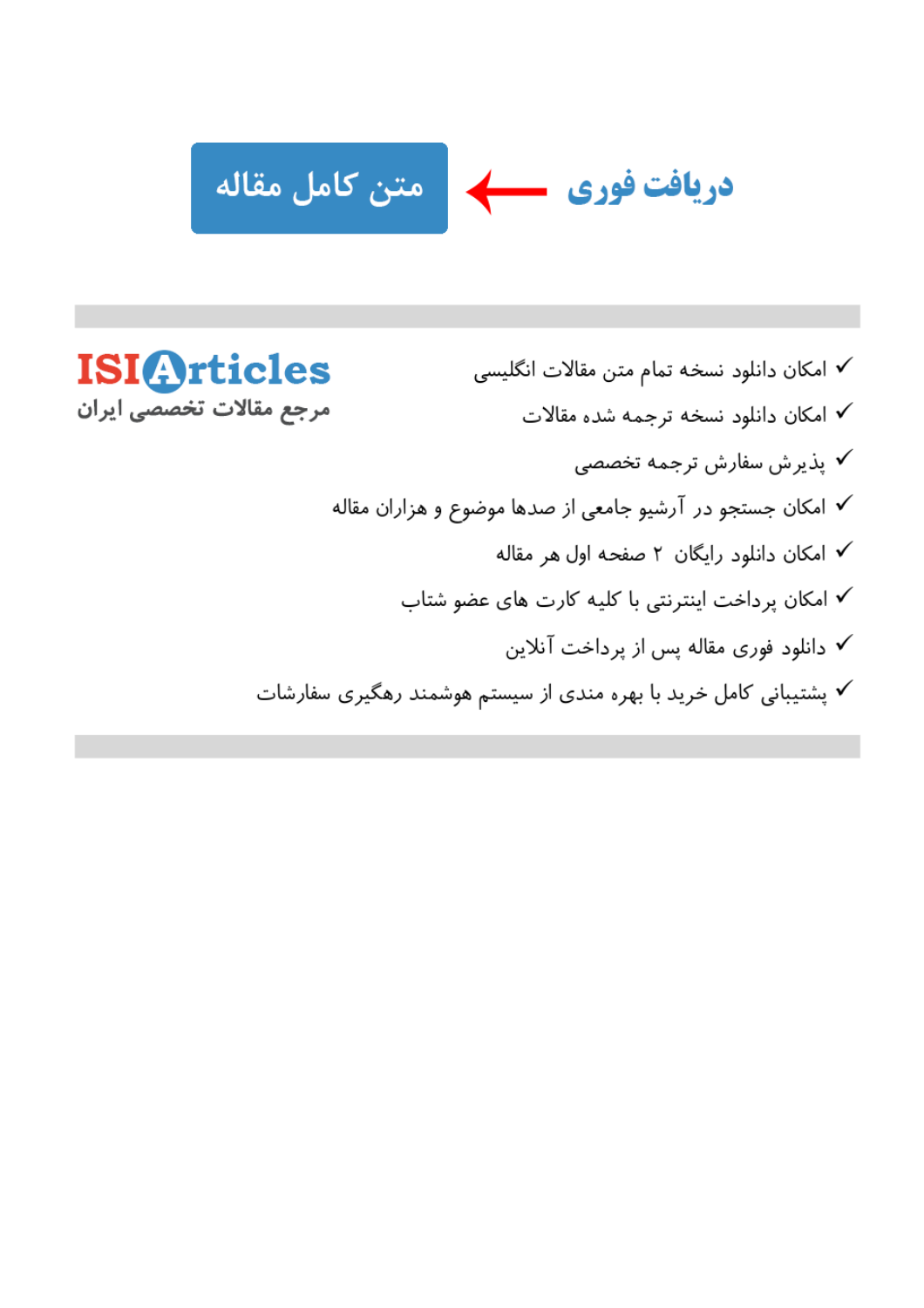دریافت فوری ← متن کامل مقاله

ISIArticles
مرجع مقالات تخصصی ایران

- ✓ امکان دانلود نسخه تمام متن مقالات انگلیسی
- ✓ امکان دانلود نسخه ترجمه شده مقالات
- ✓ پذیرش سفارش ترجمه تخصصی
- ✓ امکان جستجو در آرشیو جامعی از صدها موضوع و هزاران مقاله
- ✓ امکان دانلود رایگان ۲ صفحه اول هر مقاله
- ✓ امکان پرداخت اینترنتی با کلیه کارت های عضو شتاب
- ✓ دانلود فوری مقاله پس از پرداخت آنلاین
- ✓ پشتیبانی کامل خرید با بهره مندی از سیستم هوشمند رهگیری سفارشات